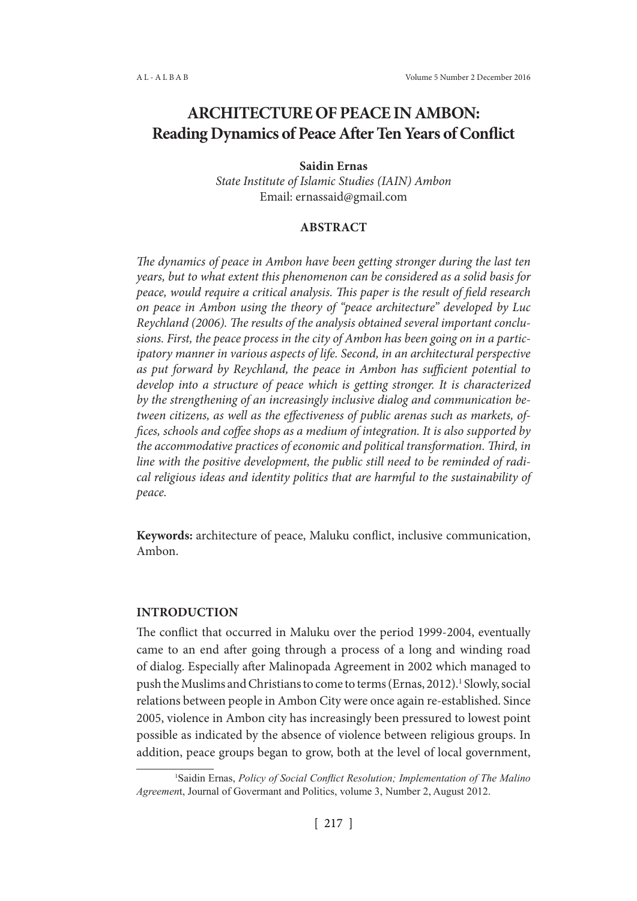# ARCHITECTURE OF PEACE IN AMBON: Reading Dynamics of Peace After Ten Years of Conflict

**Saidin Ernas**

*State Institute of Islamic Studies (IAIN) Ambon*

Email: ernassaid@gmail.com

## ABSTRACT

*The dynamics of peace in Ambon have been getting stronger during the last ten years, but to what extent this phenomenon can be considered as a solid basis for peace, would require a critical analysis. This paper is the result of field research on peace in Ambon using the theory of "peace architecture" developed by Luc Reychland (2006). The results of the analysis obtained several important conclusions. First, the peace process in the city of Ambon has been going on in a participatory manner in various aspects of life. Second, in an architectural perspective as put forward by Reychland, the peace in Ambon has sufficient potential to develop into a structure of peace which is getting stronger. It is characterized by the strengthening of an increasingly inclusive dialog and communication between citizens, as well as the effectiveness of public arenas such as markets, offices, schools and coffee shops as a medium of integration. It is also supported by the accommodative practices of economic and political transformation. Third, in line with the positive development, the public still need to be reminded of radical religious ideas and identity politics that are harmful to the sustainability of peace.*

**Keywords:** architecture of peace, Maluku conflict, inclusive communication, Ambon.

## INTRODUCTION

The conflict that occurred in Maluku over the period 1999-2004, eventually came to an end after going through a process of a long and winding road of dialog. Especially after Malinopada Agreement in 2002 which managed to push the Muslims and Christians to come to terms (Ernas, 2012).[1] Slowly, social relations between people in Ambon City were once again re-established. Since 2005, violence in Ambon city has increasingly been pressured to lowest point possible as indicated by the absence of violence between religious groups. In addition, peace groups began to grow, both at the level of local government,

---

[1]Saidin Ernas, *Policy of Social Conflict Resolution; Implementation of The Malino Agreemen*t, Journal of Govermant and Politics, volume 3, Number 2, August 2012.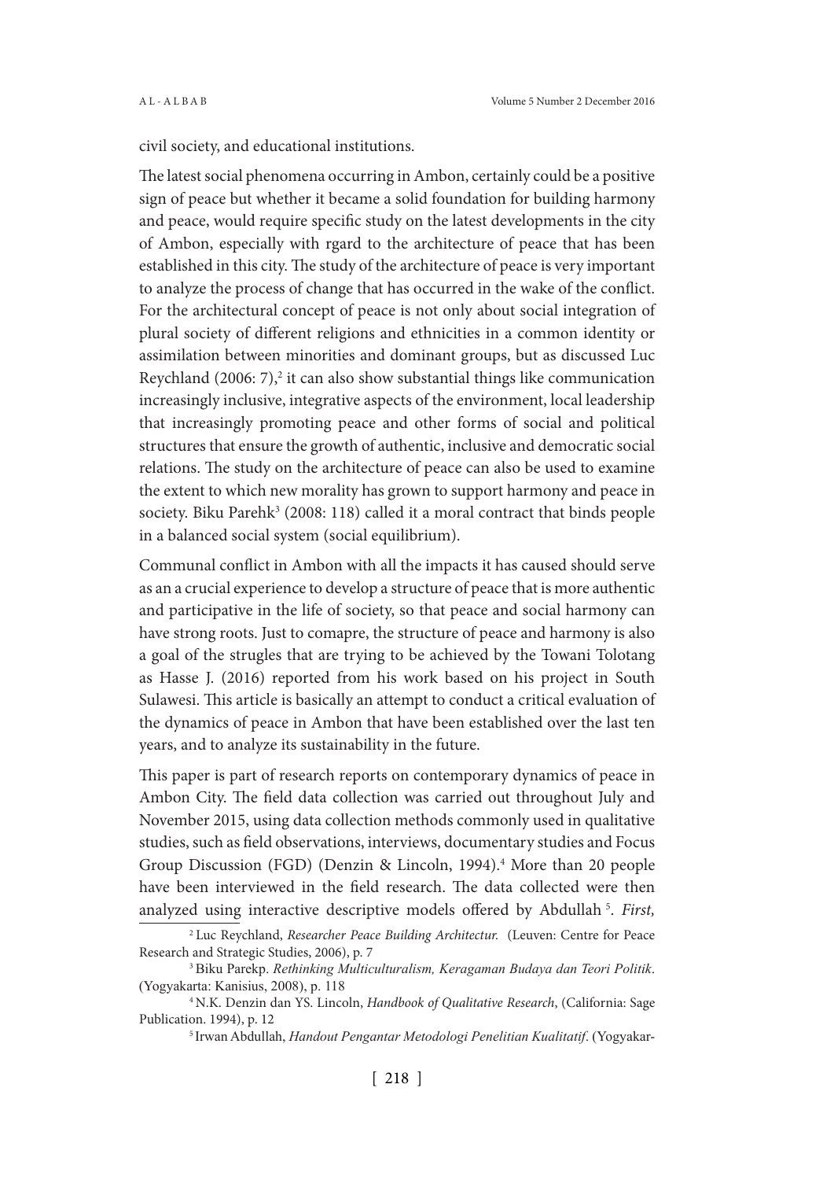civil society, and educational institutions.

The latest social phenomena occurring in Ambon, certainly could be a positive sign of peace but whether it became a solid foundation for building harmony and peace, would require specific study on the latest developments in the city of Ambon, especially with rgard to the architecture of peace that has been established in this city. The study of the architecture of peace is very important to analyze the process of change that has occurred in the wake of the conflict. For the architectural concept of peace is not only about social integration of plural society of different religions and ethnicities in a common identity or assimilation between minorities and dominant groups, but as discussed Luc Reychland (2006: 7),[2] it can also show substantial things like communication increasingly inclusive, integrative aspects of the environment, local leadership that increasingly promoting peace and other forms of social and political structures that ensure the growth of authentic, inclusive and democratic social relations. The study on the architecture of peace can also be used to examine the extent to which new morality has grown to support harmony and peace in society. Biku Parehk[3] (2008: 118) called it a moral contract that binds people in a balanced social system (social equilibrium).

Communal conflict in Ambon with all the impacts it has caused should serve as an a crucial experience to develop a structure of peace that is more authentic and participative in the life of society, so that peace and social harmony can have strong roots. Just to comapre, the structure of peace and harmony is also a goal of the strugles that are trying to be achieved by the Towani Tolotang as Hasse J. (2016) reported from his work based on his project in South Sulawesi. This article is basically an attempt to conduct a critical evaluation of the dynamics of peace in Ambon that have been established over the last ten years, and to analyze its sustainability in the future.

This paper is part of research reports on contemporary dynamics of peace in Ambon City. The field data collection was carried out throughout July and November 2015, using data collection methods commonly used in qualitative studies, such as field observations, interviews, documentary studies and Focus Group Discussion (FGD) (Denzin & Lincoln, 1994).[4] More than 20 people have been interviewed in the field research. The data collected were then analyzed using interactive descriptive models offered by Abdullah [5]. *First,*

---

[2] Luc Reychland, *Researcher Peace Building Architectur.* (Leuven: Centre for Peace Research and Strategic Studies, 2006), p. 7

[3] Biku Parekp. *Rethinking Multiculturalism, Keragaman Budaya dan Teori Politik*. (Yogyakarta: Kanisius, 2008), p. 118

[4] N.K. Denzin dan YS. Lincoln, *Handbook of Qualitative Research*, (California: Sage Publication. 1994), p. 12

[5] Irwan Abdullah, *Handout Pengantar Metodologi Penelitian Kualitatif*. (Yogyakar-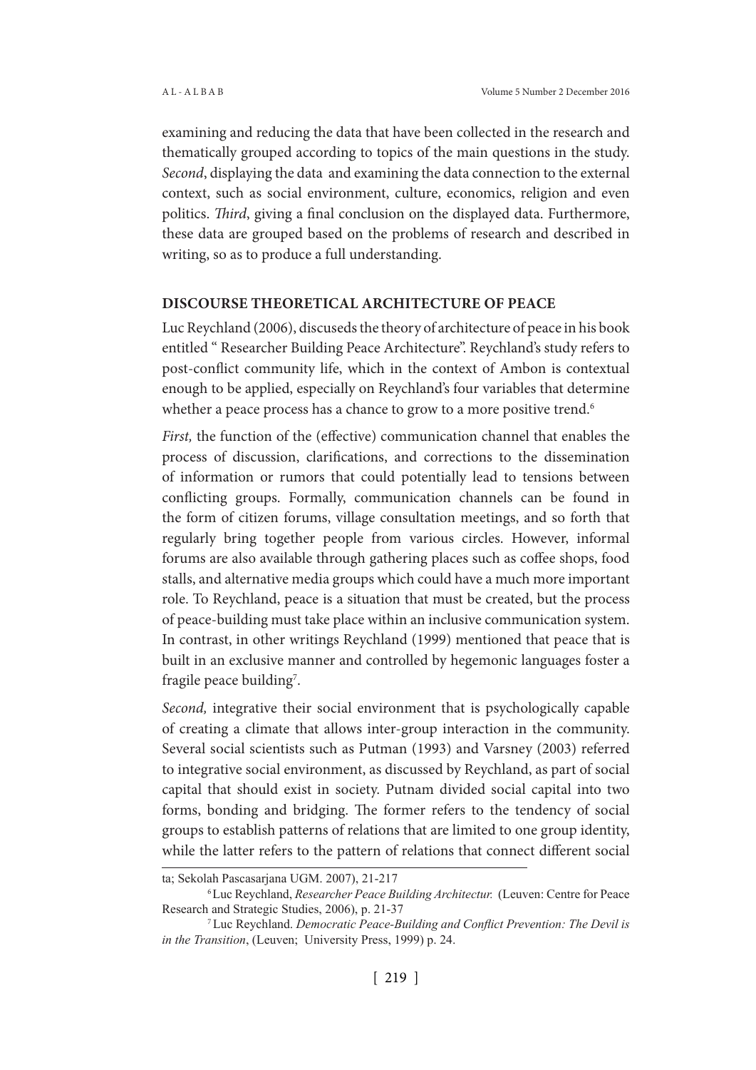examining and reducing the data that have been collected in the research and thematically grouped according to topics of the main questions in the study. *Second*, displaying the data and examining the data connection to the external context, such as social environment, culture, economics, religion and even politics. *Third*, giving a final conclusion on the displayed data. Furthermore, these data are grouped based on the problems of research and described in writing, so as to produce a full understanding.

## DISCOURSE THEORETICAL ARCHITECTURE OF PEACE

Luc Reychland (2006), discuseds the theory of architecture of peace in his book entitled " Researcher Building Peace Architecture". Reychland's study refers to post-conflict community life, which in the context of Ambon is contextual enough to be applied, especially on Reychland's four variables that determine whether a peace process has a chance to grow to a more positive trend.[6]

*First,* the function of the (effective) communication channel that enables the process of discussion, clarifications, and corrections to the dissemination of information or rumors that could potentially lead to tensions between conflicting groups. Formally, communication channels can be found in the form of citizen forums, village consultation meetings, and so forth that regularly bring together people from various circles. However, informal forums are also available through gathering places such as coffee shops, food stalls, and alternative media groups which could have a much more important role. To Reychland, peace is a situation that must be created, but the process of peace-building must take place within an inclusive communication system. In contrast, in other writings Reychland (1999) mentioned that peace that is built in an exclusive manner and controlled by hegemonic languages foster a fragile peace building[7].

*Second,* integrative their social environment that is psychologically capable of creating a climate that allows inter-group interaction in the community. Several social scientists such as Putman (1993) and Varsney (2003) referred to integrative social environment, as discussed by Reychland, as part of social capital that should exist in society. Putnam divided social capital into two forms, bonding and bridging. The former refers to the tendency of social groups to establish patterns of relations that are limited to one group identity, while the latter refers to the pattern of relations that connect different social

---

ta; Sekolah Pascasarjana UGM. 2007), 21-217

[6] Luc Reychland, *Researcher Peace Building Architectur.* (Leuven: Centre for Peace Research and Strategic Studies, 2006), p. 21-37

[7] Luc Reychland. *Democratic Peace-Building and Conflict Prevention: The Devil is in the Transition*, (Leuven; University Press, 1999) p. 24.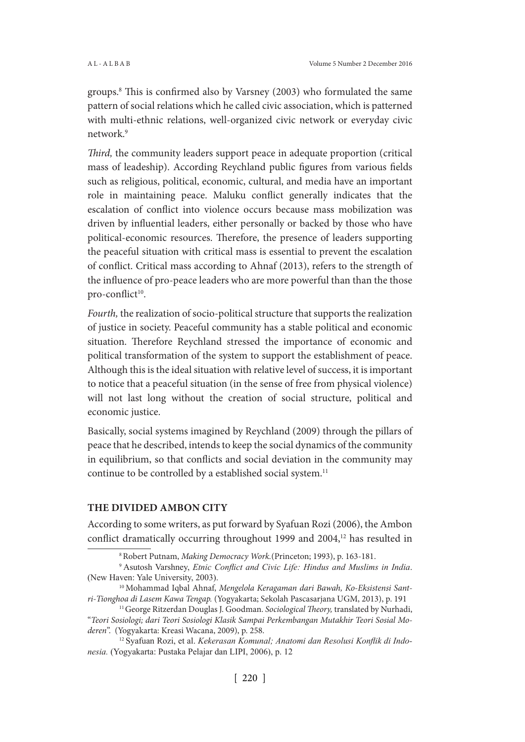groups.[8] This is confirmed also by Varsney (2003) who formulated the same pattern of social relations which he called civic association, which is patterned with multi-ethnic relations, well-organized civic network or everyday civic network.[9]

*Third,* the community leaders support peace in adequate proportion (critical mass of leadeship). According Reychland public figures from various fields such as religious, political, economic, cultural, and media have an important role in maintaining peace. Maluku conflict generally indicates that the escalation of conflict into violence occurs because mass mobilization was driven by influential leaders, either personally or backed by those who have political-economic resources. Therefore, the presence of leaders supporting the peaceful situation with critical mass is essential to prevent the escalation of conflict. Critical mass according to Ahnaf (2013), refers to the strength of the influence of pro-peace leaders who are more powerful than than the those pro-conflict[10].

*Fourth,* the realization of socio-political structure that supports the realization of justice in society. Peaceful community has a stable political and economic situation. Therefore Reychland stressed the importance of economic and political transformation of the system to support the establishment of peace. Although this is the ideal situation with relative level of success, it is important to notice that a peaceful situation (in the sense of free from physical violence) will not last long without the creation of social structure, political and economic justice.

Basically, social systems imagined by Reychland (2009) through the pillars of peace that he described, intends to keep the social dynamics of the community in equilibrium, so that conflicts and social deviation in the community may continue to be controlled by a established social system.[11]

## THE DIVIDED AMBON CITY

According to some writers, as put forward by Syafuan Rozi (2006), the Ambon conflict dramatically occurring throughout 1999 and 2004,[12] has resulted in

---

[8] Robert Putnam, *Making Democracy Work.*(Princeton; 1993), p. 163-181.

[9] Asutosh Varshney, *Etnic Conflict and Civic Life: Hindus and Muslims in India*. (New Haven: Yale University, 2003).

[10] Mohammad Iqbal Ahnaf, *Mengelola Keragaman dari Bawah, Ko-Eksistensi Santri-Tionghoa di Lasem Kawa Tengap.* (Yogyakarta; Sekolah Pascasarjana UGM, 2013), p. 191

[11] George Ritzerdan Douglas J. Goodman. *Sociological Theory,* translated by Nurhadi, "*Teori Sosiologi; dari Teori Sosiologi Klasik Sampai Perkembangan Mutakhir Teori Sosial Moderen*". (Yogyakarta: Kreasi Wacana, 2009), p. 258.

[12] Syafuan Rozi, et al. *Kekerasan Komunal; Anatomi dan Resolusi Konflik di Indonesia.* (Yogyakarta: Pustaka Pelajar dan LIPI, 2006), p. 12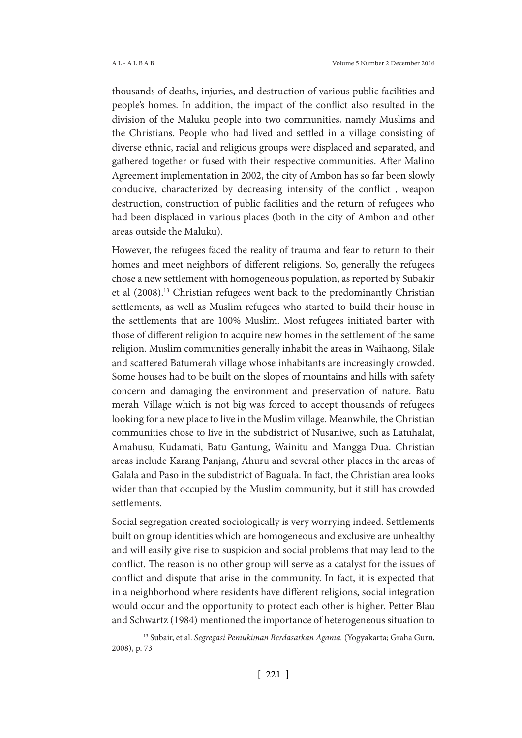thousands of deaths, injuries, and destruction of various public facilities and people's homes. In addition, the impact of the conflict also resulted in the division of the Maluku people into two communities, namely Muslims and the Christians. People who had lived and settled in a village consisting of diverse ethnic, racial and religious groups were displaced and separated, and gathered together or fused with their respective communities. After Malino Agreement implementation in 2002, the city of Ambon has so far been slowly conducive, characterized by decreasing intensity of the conflict , weapon destruction, construction of public facilities and the return of refugees who had been displaced in various places (both in the city of Ambon and other areas outside the Maluku).

However, the refugees faced the reality of trauma and fear to return to their homes and meet neighbors of different religions. So, generally the refugees chose a new settlement with homogeneous population, as reported by Subakir et al (2008).[13] Christian refugees went back to the predominantly Christian settlements, as well as Muslim refugees who started to build their house in the settlements that are 100% Muslim. Most refugees initiated barter with those of different religion to acquire new homes in the settlement of the same religion. Muslim communities generally inhabit the areas in Waihaong, Silale and scattered Batumerah village whose inhabitants are increasingly crowded. Some houses had to be built on the slopes of mountains and hills with safety concern and damaging the environment and preservation of nature. Batu merah Village which is not big was forced to accept thousands of refugees looking for a new place to live in the Muslim village. Meanwhile, the Christian communities chose to live in the subdistrict of Nusaniwe, such as Latuhalat, Amahusu, Kudamati, Batu Gantung, Wainitu and Mangga Dua. Christian areas include Karang Panjang, Ahuru and several other places in the areas of Galala and Paso in the subdistrict of Baguala. In fact, the Christian area looks wider than that occupied by the Muslim community, but it still has crowded settlements.

Social segregation created sociologically is very worrying indeed. Settlements built on group identities which are homogeneous and exclusive are unhealthy and will easily give rise to suspicion and social problems that may lead to the conflict. The reason is no other group will serve as a catalyst for the issues of conflict and dispute that arise in the community. In fact, it is expected that in a neighborhood where residents have different religions, social integration would occur and the opportunity to protect each other is higher. Petter Blau and Schwartz (1984) mentioned the importance of heterogeneous situation to

[13] Subair, et al. *Segregasi Pemukiman Berdasarkan Agama.* (Yogyakarta; Graha Guru, 2008), p. 73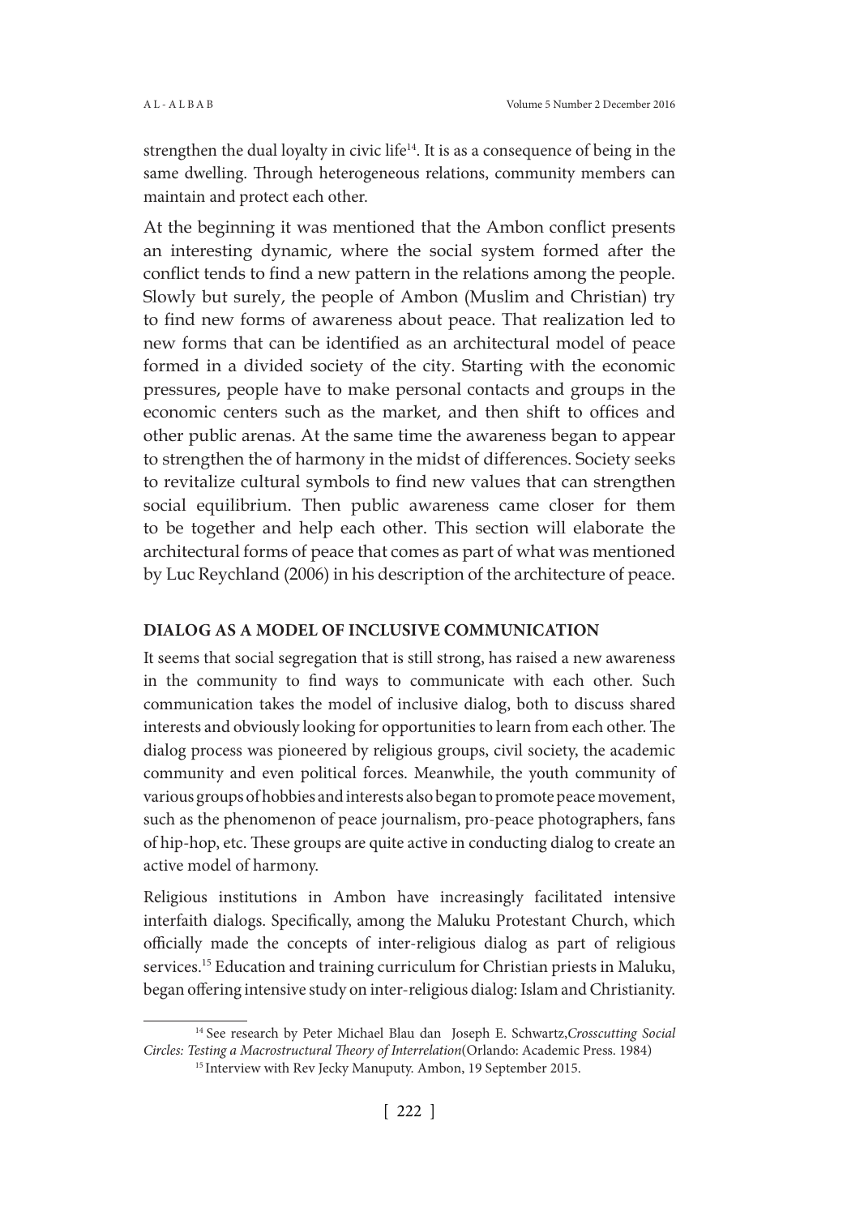strengthen the dual loyalty in civic life[14]. It is as a consequence of being in the same dwelling. Through heterogeneous relations, community members can maintain and protect each other.

At the beginning it was mentioned that the Ambon conflict presents an interesting dynamic, where the social system formed after the conflict tends to find a new pattern in the relations among the people. Slowly but surely, the people of Ambon (Muslim and Christian) try to find new forms of awareness about peace. That realization led to new forms that can be identified as an architectural model of peace formed in a divided society of the city. Starting with the economic pressures, people have to make personal contacts and groups in the economic centers such as the market, and then shift to offices and other public arenas. At the same time the awareness began to appear to strengthen the of harmony in the midst of differences. Society seeks to revitalize cultural symbols to find new values that can strengthen social equilibrium. Then public awareness came closer for them to be together and help each other. This section will elaborate the architectural forms of peace that comes as part of what was mentioned by Luc Reychland (2006) in his description of the architecture of peace.

## DIALOG AS A MODEL OF INCLUSIVE COMMUNICATION

It seems that social segregation that is still strong, has raised a new awareness in the community to find ways to communicate with each other. Such communication takes the model of inclusive dialog, both to discuss shared interests and obviously looking for opportunities to learn from each other. The dialog process was pioneered by religious groups, civil society, the academic community and even political forces. Meanwhile, the youth community of various groups of hobbies and interests also began to promote peace movement, such as the phenomenon of peace journalism, pro-peace photographers, fans of hip-hop, etc. These groups are quite active in conducting dialog to create an active model of harmony.

Religious institutions in Ambon have increasingly facilitated intensive interfaith dialogs. Specifically, among the Maluku Protestant Church, which officially made the concepts of inter-religious dialog as part of religious services.[15] Education and training curriculum for Christian priests in Maluku, began offering intensive study on inter-religious dialog: Islam and Christianity.

---

[14] See research by Peter Michael Blau dan Joseph E. Schwartz, *Crosscutting Social Circles: Testing a Macrostructural Theory of Interrelation*(Orlando: Academic Press. 1984)

[15] Interview with Rev Jecky Manuputy. Ambon, 19 September 2015.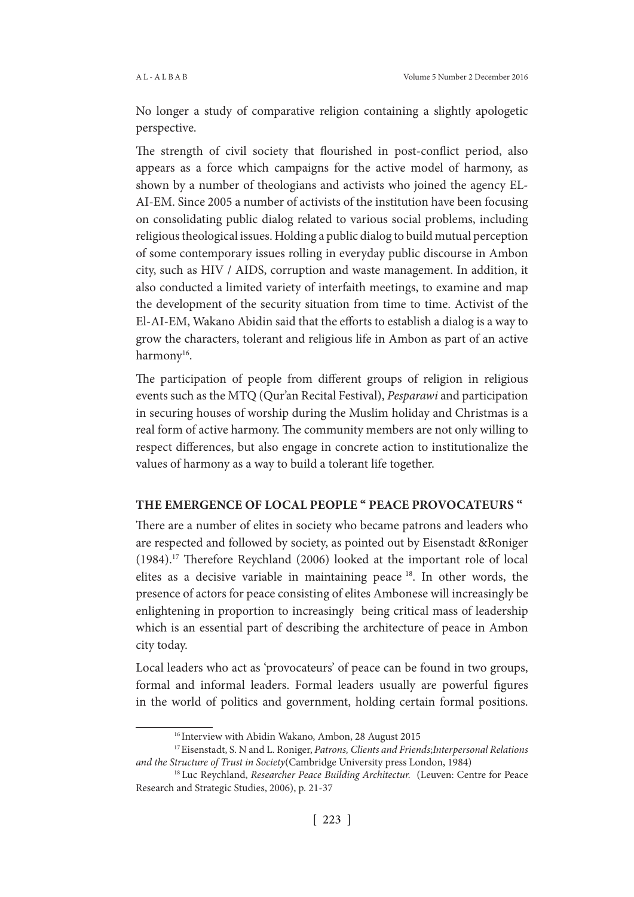No longer a study of comparative religion containing a slightly apologetic perspective.

The strength of civil society that flourished in post-conflict period, also appears as a force which campaigns for the active model of harmony, as shown by a number of theologians and activists who joined the agency EL-AI-EM. Since 2005 a number of activists of the institution have been focusing on consolidating public dialog related to various social problems, including religious theological issues. Holding a public dialog to build mutual perception of some contemporary issues rolling in everyday public discourse in Ambon city, such as HIV / AIDS, corruption and waste management. In addition, it also conducted a limited variety of interfaith meetings, to examine and map the development of the security situation from time to time. Activist of the El-AI-EM, Wakano Abidin said that the efforts to establish a dialog is a way to grow the characters, tolerant and religious life in Ambon as part of an active harmony[16].

The participation of people from different groups of religion in religious events such as the MTQ (Qur'an Recital Festival), *Pesparawi* and participation in securing houses of worship during the Muslim holiday and Christmas is a real form of active harmony. The community members are not only willing to respect differences, but also engage in concrete action to institutionalize the values of harmony as a way to build a tolerant life together.

## THE EMERGENCE OF LOCAL PEOPLE " PEACE PROVOCATEURS "

There are a number of elites in society who became patrons and leaders who are respected and followed by society, as pointed out by Eisenstadt &Roniger (1984).[17] Therefore Reychland (2006) looked at the important role of local elites as a decisive variable in maintaining peace [18]. In other words, the presence of actors for peace consisting of elites Ambonese will increasingly be enlightening in proportion to increasingly being critical mass of leadership which is an essential part of describing the architecture of peace in Ambon city today.

Local leaders who act as 'provocateurs' of peace can be found in two groups, formal and informal leaders. Formal leaders usually are powerful figures in the world of politics and government, holding certain formal positions.

---

[16] Interview with Abidin Wakano, Ambon, 28 August 2015

[17] Eisenstadt, S. N and L. Roniger, *Patrons, Clients and Friends;Interpersonal Relations and the Structure of Trust in Society*(Cambridge University press London, 1984)

[18] Luc Reychland, *Researcher Peace Building Architectur.* (Leuven: Centre for Peace Research and Strategic Studies, 2006), p. 21-37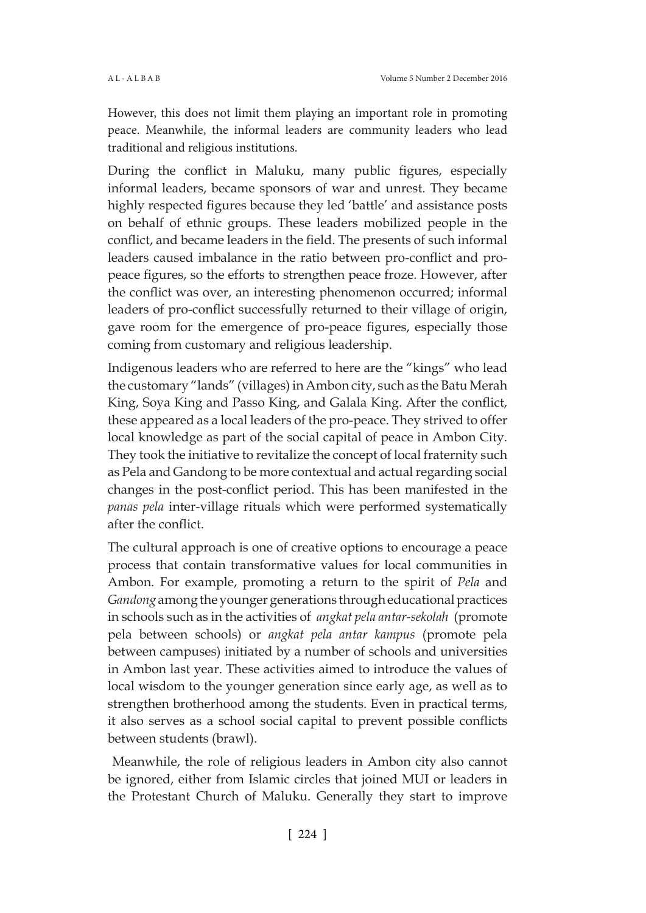However, this does not limit them playing an important role in promoting peace. Meanwhile, the informal leaders are community leaders who lead traditional and religious institutions.

During the conflict in Maluku, many public figures, especially informal leaders, became sponsors of war and unrest. They became highly respected figures because they led 'battle' and assistance posts on behalf of ethnic groups. These leaders mobilized people in the conflict, and became leaders in the field. The presents of such informal leaders caused imbalance in the ratio between pro-conflict and pro-peace figures, so the efforts to strengthen peace froze. However, after the conflict was over, an interesting phenomenon occurred; informal leaders of pro-conflict successfully returned to their village of origin, gave room for the emergence of pro-peace figures, especially those coming from customary and religious leadership.

Indigenous leaders who are referred to here are the "kings" who lead the customary "lands" (villages) in Ambon city, such as the Batu Merah King, Soya King and Passo King, and Galala King. After the conflict, these appeared as a local leaders of the pro-peace. They strived to offer local knowledge as part of the social capital of peace in Ambon City. They took the initiative to revitalize the concept of local fraternity such as Pela and Gandong to be more contextual and actual regarding social changes in the post-conflict period. This has been manifested in the *panas pela* inter-village rituals which were performed systematically after the conflict.

The cultural approach is one of creative options to encourage a peace process that contain transformative values for local communities in Ambon. For example, promoting a return to the spirit of *Pela* and *Gandong* among the younger generations through educational practices in schools such as in the activities of *angkat pela antar-sekolah* (promote pela between schools) or *angkat pela antar kampus* (promote pela between campuses) initiated by a number of schools and universities in Ambon last year. These activities aimed to introduce the values of local wisdom to the younger generation since early age, as well as to strengthen brotherhood among the students. Even in practical terms, it also serves as a school social capital to prevent possible conflicts between students (brawl).

Meanwhile, the role of religious leaders in Ambon city also cannot be ignored, either from Islamic circles that joined MUI or leaders in the Protestant Church of Maluku. Generally they start to improve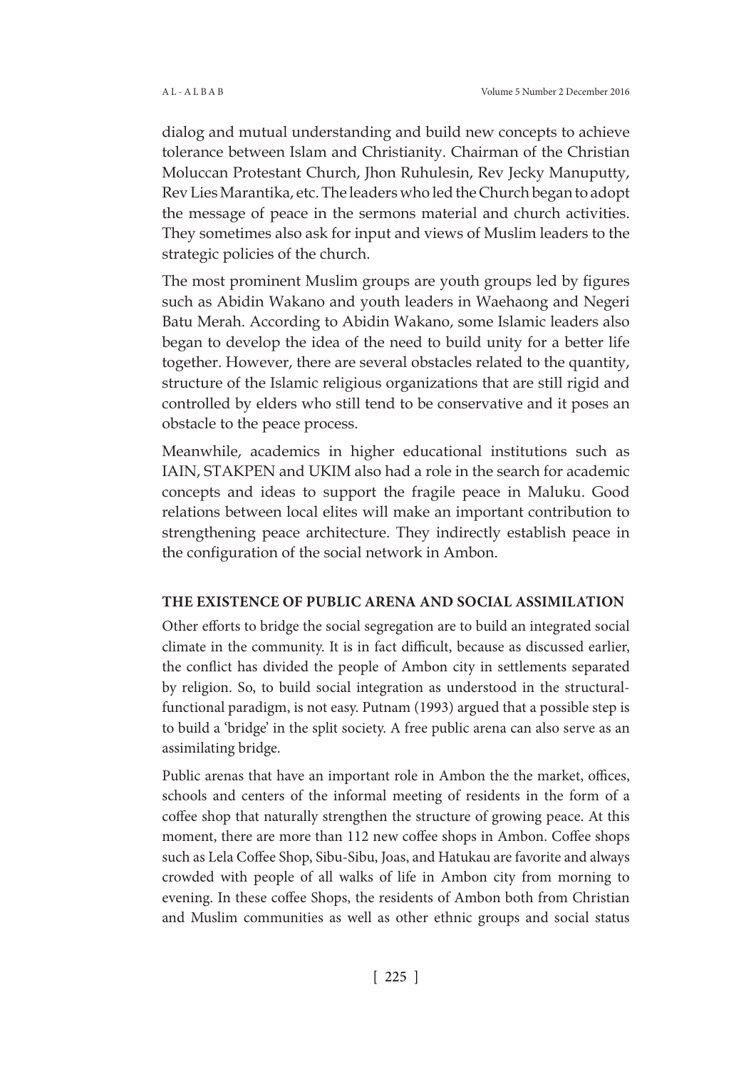dialog and mutual understanding and build new concepts to achieve tolerance between Islam and Christianity. Chairman of the Christian Moluccan Protestant Church, Jhon Ruhulesin, Rev Jecky Manuputty, Rev Lies Marantika, etc. The leaders who led the Church began to adopt the message of peace in the sermons material and church activities. They sometimes also ask for input and views of Muslim leaders to the strategic policies of the church.

The most prominent Muslim groups are youth groups led by figures such as Abidin Wakano and youth leaders in Waehaong and Negeri Batu Merah. According to Abidin Wakano, some Islamic leaders also began to develop the idea of the need to build unity for a better life together. However, there are several obstacles related to the quantity, structure of the Islamic religious organizations that are still rigid and controlled by elders who still tend to be conservative and it poses an obstacle to the peace process.

Meanwhile, academics in higher educational institutions such as IAIN, STAKPEN and UKIM also had a role in the search for academic concepts and ideas to support the fragile peace in Maluku. Good relations between local elites will make an important contribution to strengthening peace architecture. They indirectly establish peace in the configuration of the social network in Ambon.

## THE EXISTENCE OF PUBLIC ARENA AND SOCIAL ASSIMILATION

Other efforts to bridge the social segregation are to build an integrated social climate in the community. It is in fact difficult, because as discussed earlier, the conflict has divided the people of Ambon city in settlements separated by religion. So, to build social integration as understood in the structural-functional paradigm, is not easy. Putnam (1993) argued that a possible step is to build a 'bridge' in the split society. A free public arena can also serve as an assimilating bridge.

Public arenas that have an important role in Ambon the the market, offices, schools and centers of the informal meeting of residents in the form of a coffee shop that naturally strengthen the structure of growing peace. At this moment, there are more than 112 new coffee shops in Ambon. Coffee shops such as Lela Coffee Shop, Sibu-Sibu, Joas, and Hatukau are favorite and always crowded with people of all walks of life in Ambon city from morning to evening. In these coffee Shops, the residents of Ambon both from Christian and Muslim communities as well as other ethnic groups and social status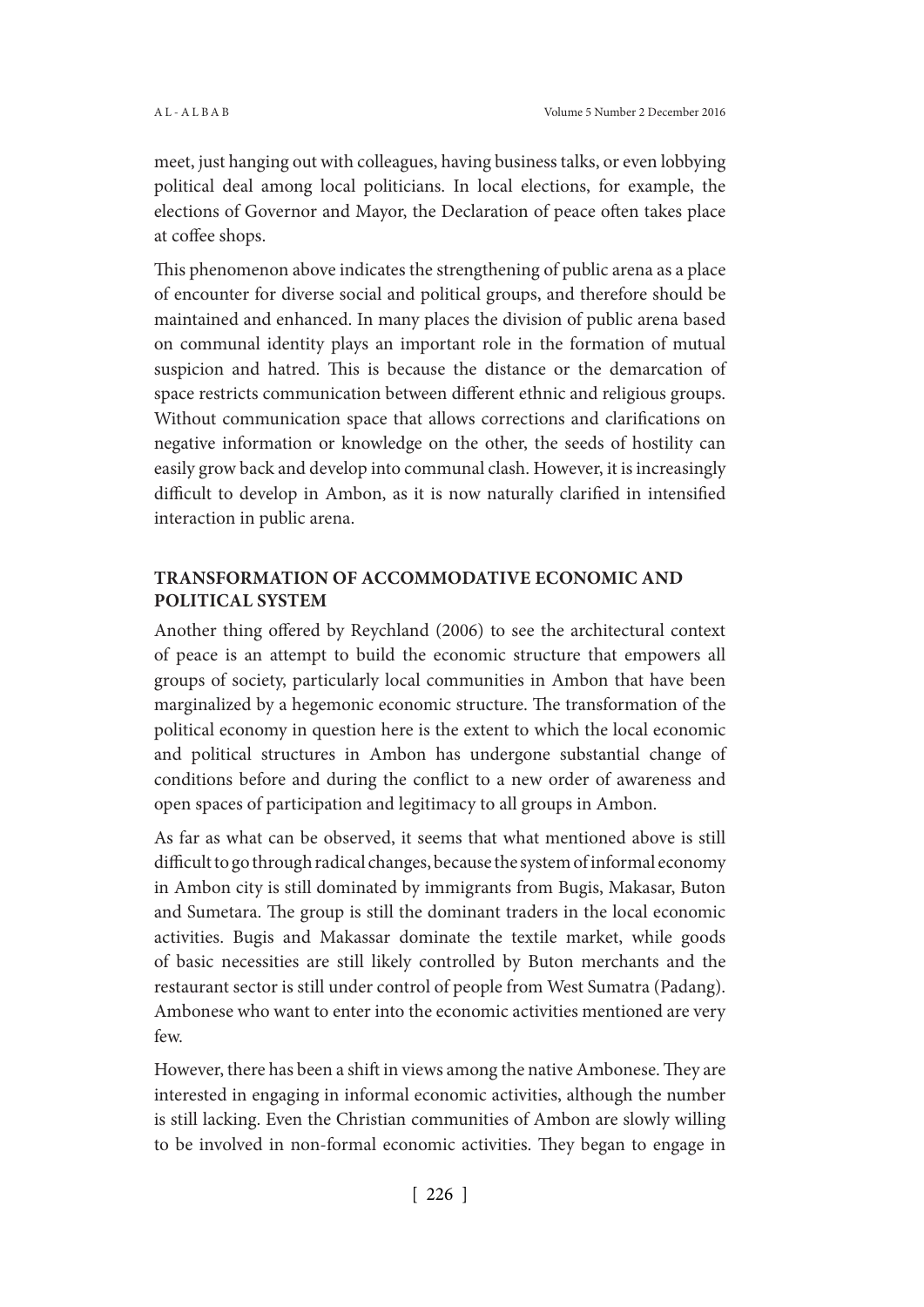meet, just hanging out with colleagues, having business talks, or even lobbying political deal among local politicians. In local elections, for example, the elections of Governor and Mayor, the Declaration of peace often takes place at coffee shops.

This phenomenon above indicates the strengthening of public arena as a place of encounter for diverse social and political groups, and therefore should be maintained and enhanced. In many places the division of public arena based on communal identity plays an important role in the formation of mutual suspicion and hatred. This is because the distance or the demarcation of space restricts communication between different ethnic and religious groups. Without communication space that allows corrections and clarifications on negative information or knowledge on the other, the seeds of hostility can easily grow back and develop into communal clash. However, it is increasingly difficult to develop in Ambon, as it is now naturally clarified in intensified interaction in public arena.

## TRANSFORMATION OF ACCOMMODATIVE ECONOMIC AND POLITICAL SYSTEM

Another thing offered by Reychland (2006) to see the architectural context of peace is an attempt to build the economic structure that empowers all groups of society, particularly local communities in Ambon that have been marginalized by a hegemonic economic structure. The transformation of the political economy in question here is the extent to which the local economic and political structures in Ambon has undergone substantial change of conditions before and during the conflict to a new order of awareness and open spaces of participation and legitimacy to all groups in Ambon.

As far as what can be observed, it seems that what mentioned above is still difficult to go through radical changes, because the system of informal economy in Ambon city is still dominated by immigrants from Bugis, Makasar, Buton and Sumetara. The group is still the dominant traders in the local economic activities. Bugis and Makassar dominate the textile market, while goods of basic necessities are still likely controlled by Buton merchants and the restaurant sector is still under control of people from West Sumatra (Padang). Ambonese who want to enter into the economic activities mentioned are very few.

However, there has been a shift in views among the native Ambonese. They are interested in engaging in informal economic activities, although the number is still lacking. Even the Christian communities of Ambon are slowly willing to be involved in non-formal economic activities. They began to engage in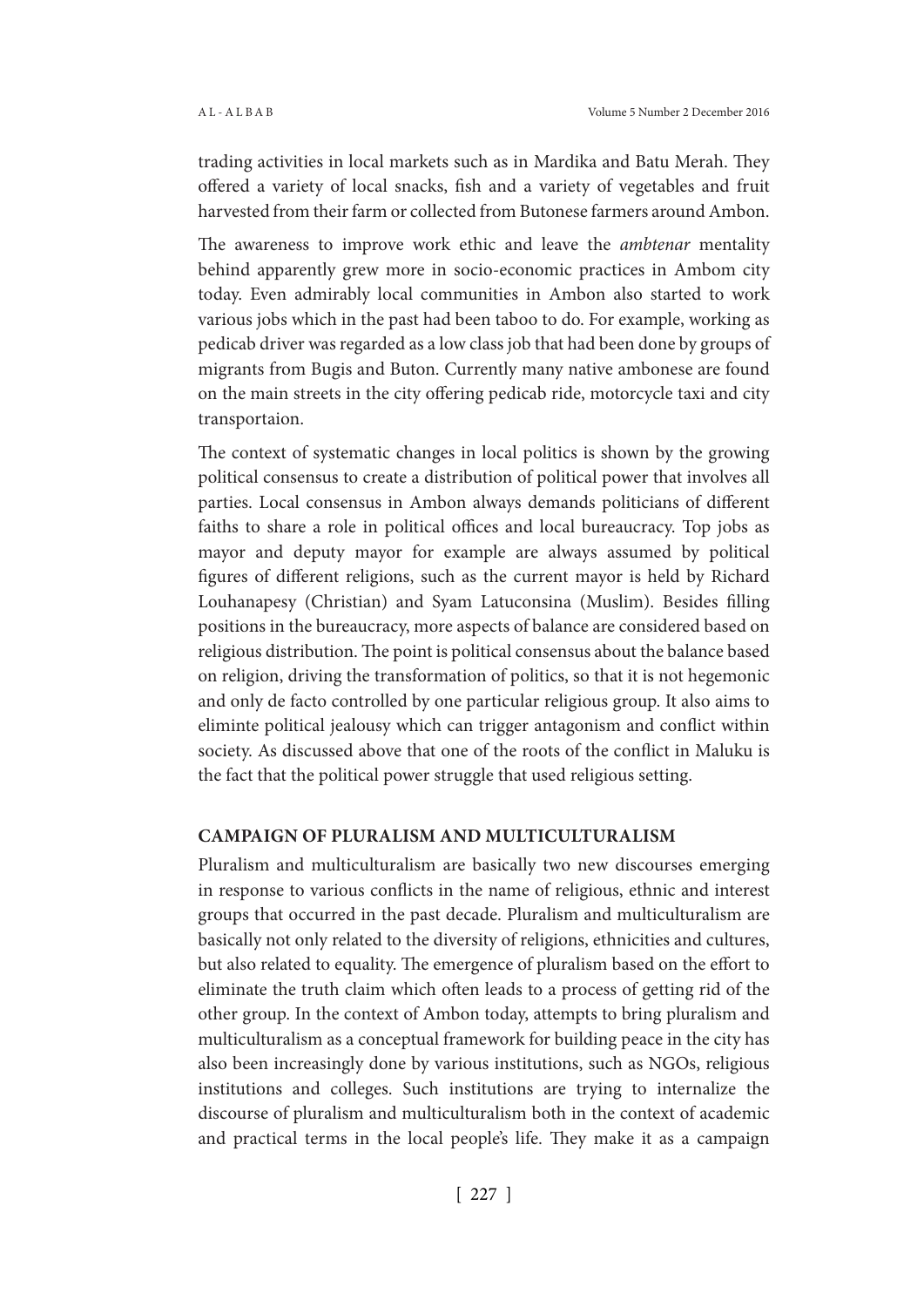trading activities in local markets such as in Mardika and Batu Merah. They offered a variety of local snacks, fish and a variety of vegetables and fruit harvested from their farm or collected from Butonese farmers around Ambon.

The awareness to improve work ethic and leave the *ambtenar* mentality behind apparently grew more in socio-economic practices in Ambom city today. Even admirably local communities in Ambon also started to work various jobs which in the past had been taboo to do. For example, working as pedicab driver was regarded as a low class job that had been done by groups of migrants from Bugis and Buton. Currently many native ambonese are found on the main streets in the city offering pedicab ride, motorcycle taxi and city transportaion.

The context of systematic changes in local politics is shown by the growing political consensus to create a distribution of political power that involves all parties. Local consensus in Ambon always demands politicians of different faiths to share a role in political offices and local bureaucracy. Top jobs as mayor and deputy mayor for example are always assumed by political figures of different religions, such as the current mayor is held by Richard Louhanapesy (Christian) and Syam Latuconsina (Muslim). Besides filling positions in the bureaucracy, more aspects of balance are considered based on religious distribution. The point is political consensus about the balance based on religion, driving the transformation of politics, so that it is not hegemonic and only de facto controlled by one particular religious group. It also aims to eliminte political jealousy which can trigger antagonism and conflict within society. As discussed above that one of the roots of the conflict in Maluku is the fact that the political power struggle that used religious setting.

## CAMPAIGN OF PLURALISM AND MULTICULTURALISM

Pluralism and multiculturalism are basically two new discourses emerging in response to various conflicts in the name of religious, ethnic and interest groups that occurred in the past decade. Pluralism and multiculturalism are basically not only related to the diversity of religions, ethnicities and cultures, but also related to equality. The emergence of pluralism based on the effort to eliminate the truth claim which often leads to a process of getting rid of the other group. In the context of Ambon today, attempts to bring pluralism and multiculturalism as a conceptual framework for building peace in the city has also been increasingly done by various institutions, such as NGOs, religious institutions and colleges. Such institutions are trying to internalize the discourse of pluralism and multiculturalism both in the context of academic and practical terms in the local people's life. They make it as a campaign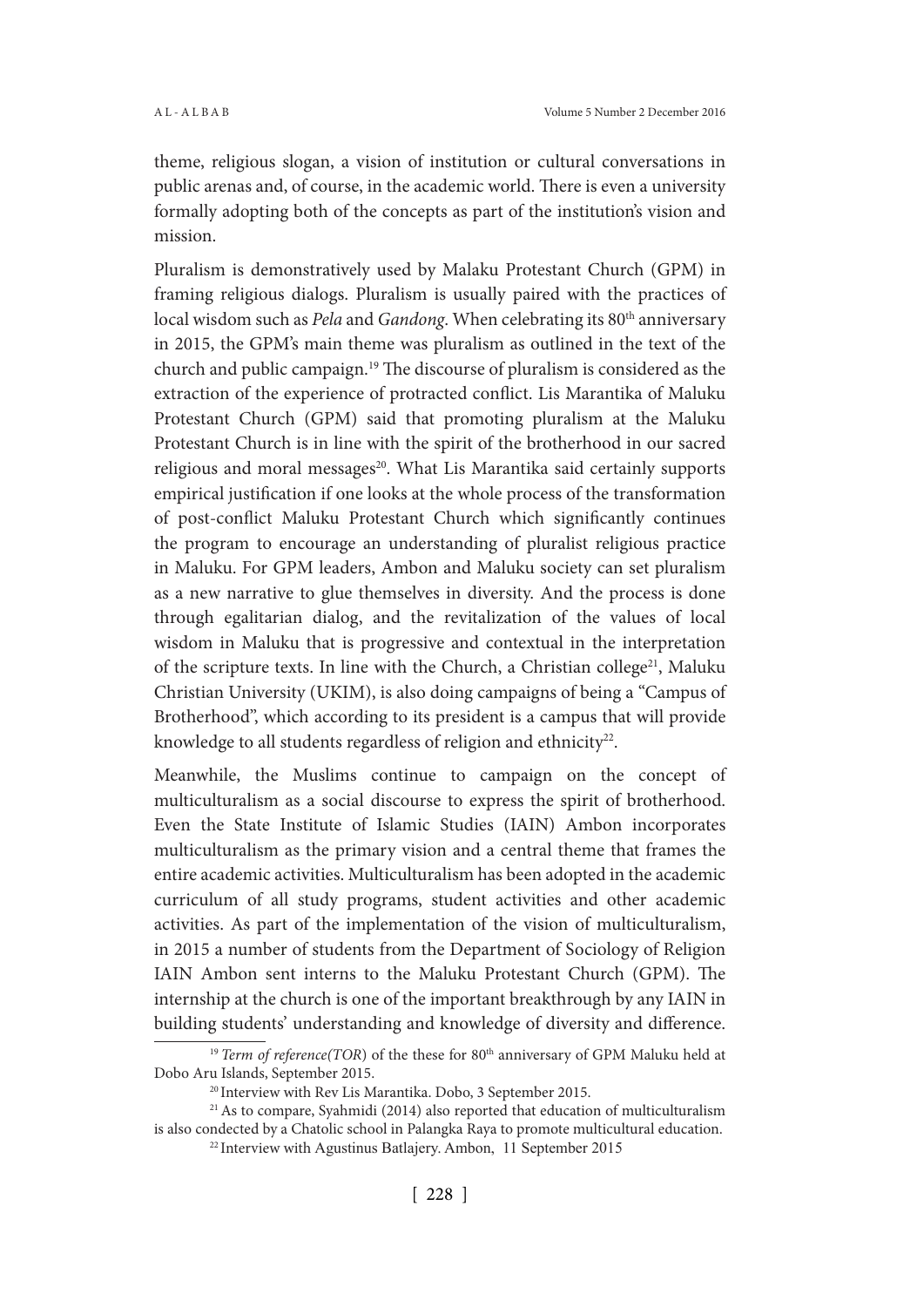theme, religious slogan, a vision of institution or cultural conversations in public arenas and, of course, in the academic world. There is even a university formally adopting both of the concepts as part of the institution's vision and mission.

Pluralism is demonstratively used by Malaku Protestant Church (GPM) in framing religious dialogs. Pluralism is usually paired with the practices of local wisdom such as *Pela* and *Gandong*. When celebrating its 80th anniversary in 2015, the GPM's main theme was pluralism as outlined in the text of the church and public campaign.[19] The discourse of pluralism is considered as the extraction of the experience of protracted conflict. Lis Marantika of Maluku Protestant Church (GPM) said that promoting pluralism at the Maluku Protestant Church is in line with the spirit of the brotherhood in our sacred religious and moral messages[20]. What Lis Marantika said certainly supports empirical justification if one looks at the whole process of the transformation of post-conflict Maluku Protestant Church which significantly continues the program to encourage an understanding of pluralist religious practice in Maluku. For GPM leaders, Ambon and Maluku society can set pluralism as a new narrative to glue themselves in diversity. And the process is done through egalitarian dialog, and the revitalization of the values of local wisdom in Maluku that is progressive and contextual in the interpretation of the scripture texts. In line with the Church, a Christian college[21], Maluku Christian University (UKIM), is also doing campaigns of being a "Campus of Brotherhood", which according to its president is a campus that will provide knowledge to all students regardless of religion and ethnicity[22].

Meanwhile, the Muslims continue to campaign on the concept of multiculturalism as a social discourse to express the spirit of brotherhood. Even the State Institute of Islamic Studies (IAIN) Ambon incorporates multiculturalism as the primary vision and a central theme that frames the entire academic activities. Multiculturalism has been adopted in the academic curriculum of all study programs, student activities and other academic activities. As part of the implementation of the vision of multiculturalism, in 2015 a number of students from the Department of Sociology of Religion IAIN Ambon sent interns to the Maluku Protestant Church (GPM). The internship at the church is one of the important breakthrough by any IAIN in building students' understanding and knowledge of diversity and difference.

---

[19] *Term of reference(TOR)* of the these for 80th anniversary of GPM Maluku held at Dobo Aru Islands, September 2015.

[20] Interview with Rev Lis Marantika. Dobo, 3 September 2015.

[21] As to compare, Syahmidi (2014) also reported that education of multiculturalism is also condected by a Chatolic school in Palangka Raya to promote multicultural education.

[22] Interview with Agustinus Batlajery. Ambon, 11 September 2015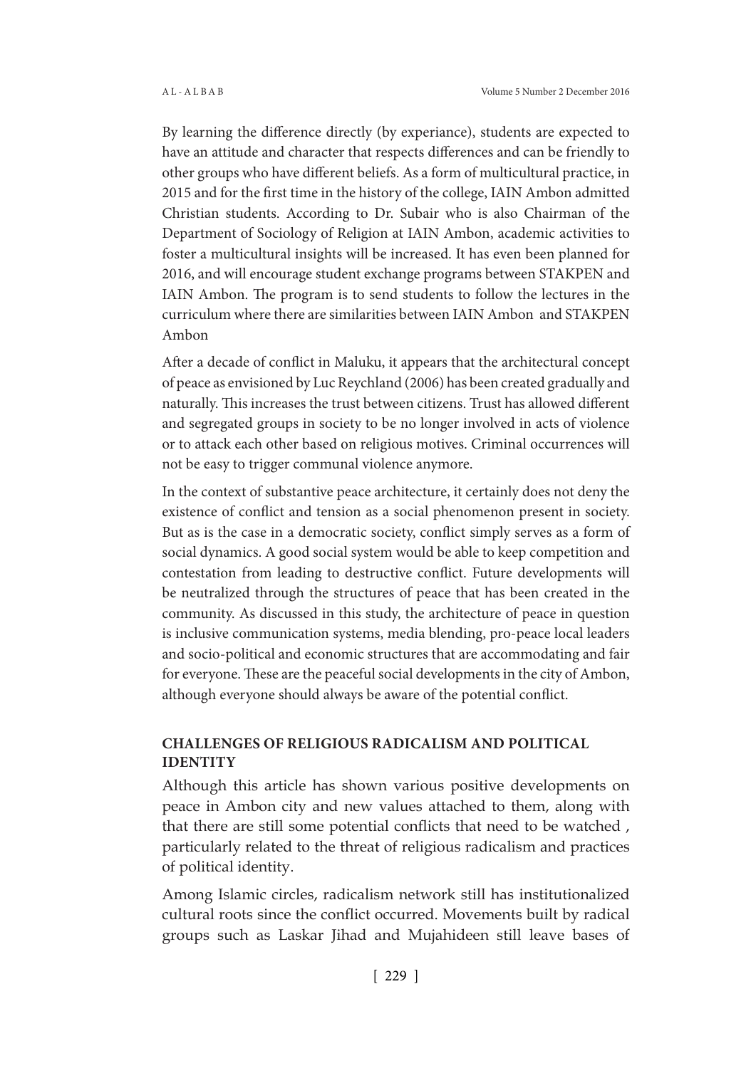By learning the difference directly (by experiance), students are expected to have an attitude and character that respects differences and can be friendly to other groups who have different beliefs. As a form of multicultural practice, in 2015 and for the first time in the history of the college, IAIN Ambon admitted Christian students. According to Dr. Subair who is also Chairman of the Department of Sociology of Religion at IAIN Ambon, academic activities to foster a multicultural insights will be increased. It has even been planned for 2016, and will encourage student exchange programs between STAKPEN and IAIN Ambon. The program is to send students to follow the lectures in the curriculum where there are similarities between IAIN Ambon and STAKPEN Ambon

After a decade of conflict in Maluku, it appears that the architectural concept of peace as envisioned by Luc Reychland (2006) has been created gradually and naturally. This increases the trust between citizens. Trust has allowed different and segregated groups in society to be no longer involved in acts of violence or to attack each other based on religious motives. Criminal occurrences will not be easy to trigger communal violence anymore.

In the context of substantive peace architecture, it certainly does not deny the existence of conflict and tension as a social phenomenon present in society. But as is the case in a democratic society, conflict simply serves as a form of social dynamics. A good social system would be able to keep competition and contestation from leading to destructive conflict. Future developments will be neutralized through the structures of peace that has been created in the community. As discussed in this study, the architecture of peace in question is inclusive communication systems, media blending, pro-peace local leaders and socio-political and economic structures that are accommodating and fair for everyone. These are the peaceful social developments in the city of Ambon, although everyone should always be aware of the potential conflict.

## CHALLENGES OF RELIGIOUS RADICALISM AND POLITICAL IDENTITY

Although this article has shown various positive developments on peace in Ambon city and new values attached to them, along with that there are still some potential conflicts that need to be watched , particularly related to the threat of religious radicalism and practices of political identity.

Among Islamic circles, radicalism network still has institutionalized cultural roots since the conflict occurred. Movements built by radical groups such as Laskar Jihad and Mujahideen still leave bases of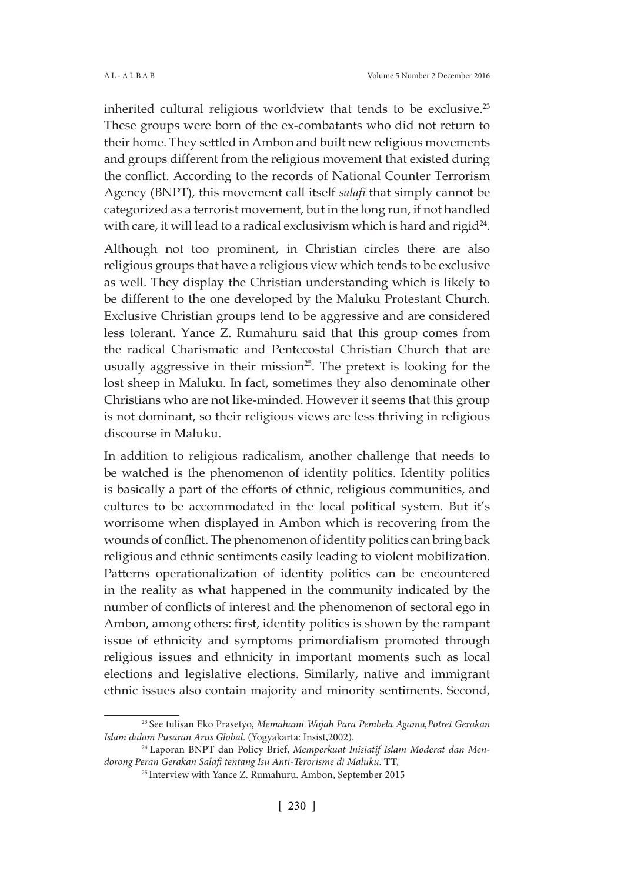inherited cultural religious worldview that tends to be exclusive.[23] These groups were born of the ex-combatants who did not return to their home. They settled in Ambon and built new religious movements and groups different from the religious movement that existed during the conflict. According to the records of National Counter Terrorism Agency (BNPT), this movement call itself *salafi* that simply cannot be categorized as a terrorist movement, but in the long run, if not handled with care, it will lead to a radical exclusivism which is hard and rigid[24].

Although not too prominent, in Christian circles there are also religious groups that have a religious view which tends to be exclusive as well. They display the Christian understanding which is likely to be different to the one developed by the Maluku Protestant Church. Exclusive Christian groups tend to be aggressive and are considered less tolerant. Yance Z. Rumahuru said that this group comes from the radical Charismatic and Pentecostal Christian Church that are usually aggressive in their mission[25]. The pretext is looking for the lost sheep in Maluku. In fact, sometimes they also denominate other Christians who are not like-minded. However it seems that this group is not dominant, so their religious views are less thriving in religious discourse in Maluku.

In addition to religious radicalism, another challenge that needs to be watched is the phenomenon of identity politics. Identity politics is basically a part of the efforts of ethnic, religious communities, and cultures to be accommodated in the local political system. But it's worrisome when displayed in Ambon which is recovering from the wounds of conflict. The phenomenon of identity politics can bring back religious and ethnic sentiments easily leading to violent mobilization. Patterns operationalization of identity politics can be encountered in the reality as what happened in the community indicated by the number of conflicts of interest and the phenomenon of sectoral ego in Ambon, among others: first, identity politics is shown by the rampant issue of ethnicity and symptoms primordialism promoted through religious issues and ethnicity in important moments such as local elections and legislative elections. Similarly, native and immigrant ethnic issues also contain majority and minority sentiments. Second,

---

[23] See tulisan Eko Prasetyo, *Memahami Wajah Para Pembela Agama,Potret Gerakan Islam dalam Pusaran Arus Global*. (Yogyakarta: Insist,2002).

[24] Laporan BNPT dan Policy Brief, *Memperkuat Inisiatif Islam Moderat dan Mendorong Peran Gerakan Salafi tentang Isu Anti-Terorisme di Maluku*. TT,

[25] Interview with Yance Z. Rumahuru. Ambon, September 2015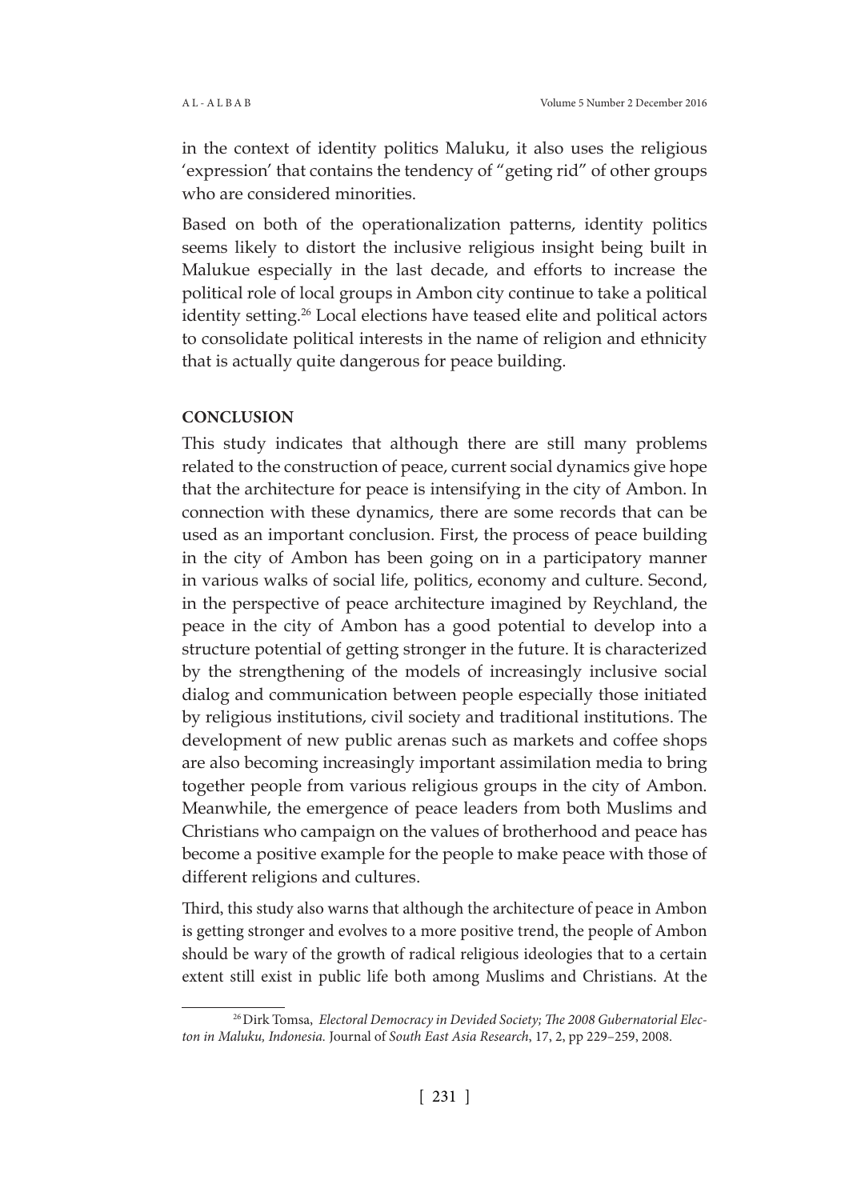in the context of identity politics Maluku, it also uses the religious 'expression' that contains the tendency of "geting rid" of other groups who are considered minorities.

Based on both of the operationalization patterns, identity politics seems likely to distort the inclusive religious insight being built in Malukue especially in the last decade, and efforts to increase the political role of local groups in Ambon city continue to take a political identity setting.[26] Local elections have teased elite and political actors to consolidate political interests in the name of religion and ethnicity that is actually quite dangerous for peace building.

## CONCLUSION

This study indicates that although there are still many problems related to the construction of peace, current social dynamics give hope that the architecture for peace is intensifying in the city of Ambon. In connection with these dynamics, there are some records that can be used as an important conclusion. First, the process of peace building in the city of Ambon has been going on in a participatory manner in various walks of social life, politics, economy and culture. Second, in the perspective of peace architecture imagined by Reychland, the peace in the city of Ambon has a good potential to develop into a structure potential of getting stronger in the future. It is characterized by the strengthening of the models of increasingly inclusive social dialog and communication between people especially those initiated by religious institutions, civil society and traditional institutions. The development of new public arenas such as markets and coffee shops are also becoming increasingly important assimilation media to bring together people from various religious groups in the city of Ambon. Meanwhile, the emergence of peace leaders from both Muslims and Christians who campaign on the values of brotherhood and peace has become a positive example for the people to make peace with those of different religions and cultures.

Third, this study also warns that although the architecture of peace in Ambon is getting stronger and evolves to a more positive trend, the people of Ambon should be wary of the growth of radical religious ideologies that to a certain extent still exist in public life both among Muslims and Christians. At the

---

[26] Dirk Tomsa, *Electoral Democracy in Devided Society; The 2008 Gubernatorial Electon in Maluku, Indonesia.* Journal of *South East Asia Research*, 17, 2, pp 229–259, 2008.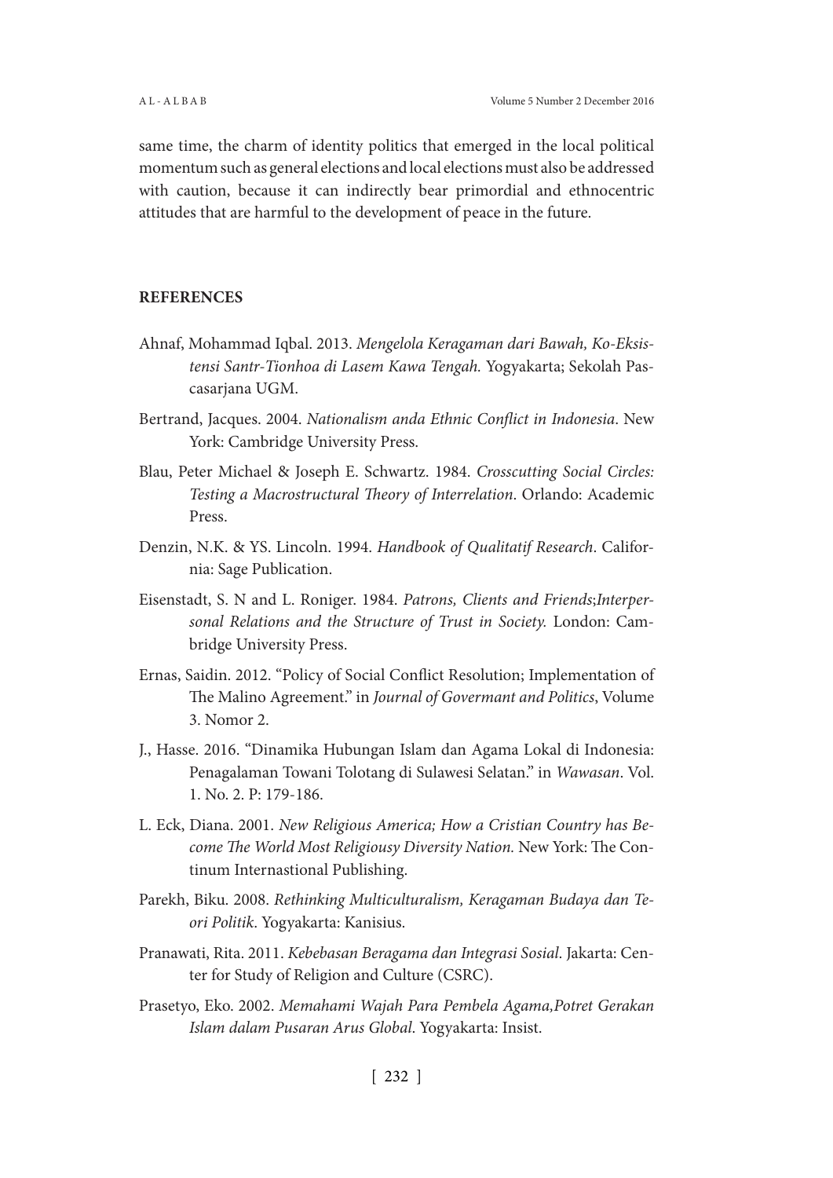same time, the charm of identity politics that emerged in the local political momentum such as general elections and local elections must also be addressed with caution, because it can indirectly bear primordial and ethnocentric attitudes that are harmful to the development of peace in the future.

## REFERENCES

Ahnaf, Mohammad Iqbal. 2013. *Mengelola Keragaman dari Bawah, Ko-Eksistensi Santr-Tionhoa di Lasem Kawa Tengah.* Yogyakarta; Sekolah Pascasarjana UGM.

Bertrand, Jacques. 2004. *Nationalism anda Ethnic Conflict in Indonesia*. New York: Cambridge University Press.

Blau, Peter Michael & Joseph E. Schwartz. 1984. *Crosscutting Social Circles: Testing a Macrostructural Theory of Interrelation*. Orlando: Academic Press.

Denzin, N.K. & YS. Lincoln. 1994. *Handbook of Qualitatif Research*. California: Sage Publication.

Eisenstadt, S. N and L. Roniger. 1984. *Patrons, Clients and Friends;Interpersonal Relations and the Structure of Trust in Society.* London: Cambridge University Press.

Ernas, Saidin. 2012. "Policy of Social Conflict Resolution; Implementation of The Malino Agreement." in *Journal of Govermant and Politics*, Volume 3. Nomor 2.

J., Hasse. 2016. "Dinamika Hubungan Islam dan Agama Lokal di Indonesia: Penagalaman Towani Tolotang di Sulawesi Selatan." in *Wawasan*. Vol. 1. No. 2. P: 179-186.

L. Eck, Diana. 2001. *New Religious America; How a Cristian Country has Become The World Most Religiousy Diversity Nation.* New York: The Continum Internastional Publishing.

Parekh, Biku. 2008. *Rethinking Multiculturalism, Keragaman Budaya dan Teori Politik*. Yogyakarta: Kanisius.

Pranawati, Rita. 2011. *Kebebasan Beragama dan Integrasi Sosial*. Jakarta: Center for Study of Religion and Culture (CSRC).

Prasetyo, Eko. 2002. *Memahami Wajah Para Pembela Agama,Potret Gerakan Islam dalam Pusaran Arus Global*. Yogyakarta: Insist.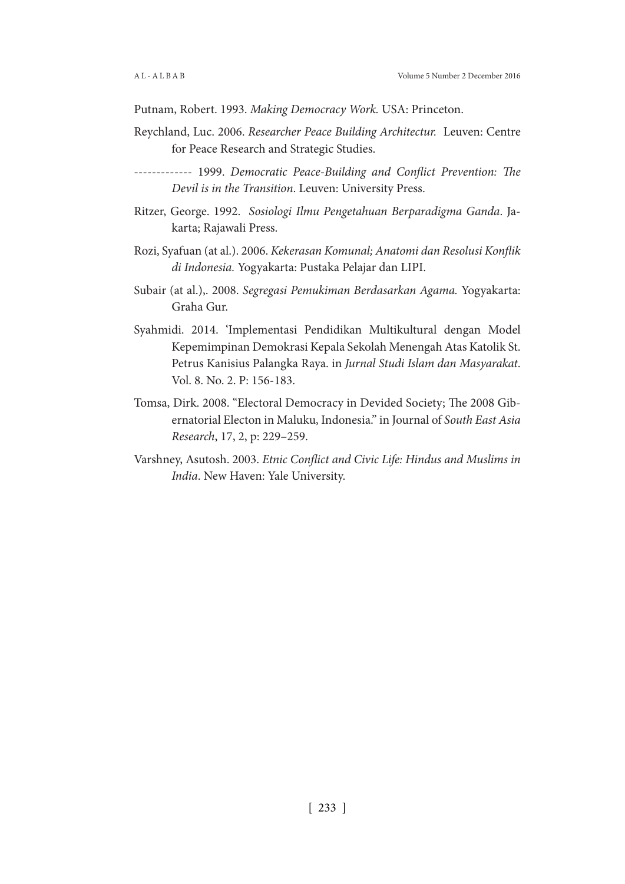Putnam, Robert. 1993. *Making Democracy Work.* USA: Princeton.

Reychland, Luc. 2006. *Researcher Peace Building Architectur.* Leuven: Centre for Peace Research and Strategic Studies.

------------- 1999. *Democratic Peace-Building and Conflict Prevention: The Devil is in the Transition*. Leuven: University Press.

Ritzer, George. 1992. *Sosiologi Ilmu Pengetahuan Berparadigma Ganda*. Jakarta; Rajawali Press.

Rozi, Syafuan (at al.). 2006. *Kekerasan Komunal; Anatomi dan Resolusi Konflik di Indonesia.* Yogyakarta: Pustaka Pelajar dan LIPI.

Subair (at al.),. 2008. *Segregasi Pemukiman Berdasarkan Agama.* Yogyakarta: Graha Gur.

Syahmidi. 2014. 'Implementasi Pendidikan Multikultural dengan Model Kepemimpinan Demokrasi Kepala Sekolah Menengah Atas Katolik St. Petrus Kanisius Palangka Raya. in *Jurnal Studi Islam dan Masyarakat*. Vol. 8. No. 2. P: 156-183.

Tomsa, Dirk. 2008. "Electoral Democracy in Devided Society; The 2008 Gibernatorial Electon in Maluku, Indonesia." in Journal of *South East Asia Research*, 17, 2, p: 229–259.

Varshney, Asutosh. 2003. *Etnic Conflict and Civic Life: Hindus and Muslims in India*. New Haven: Yale University.